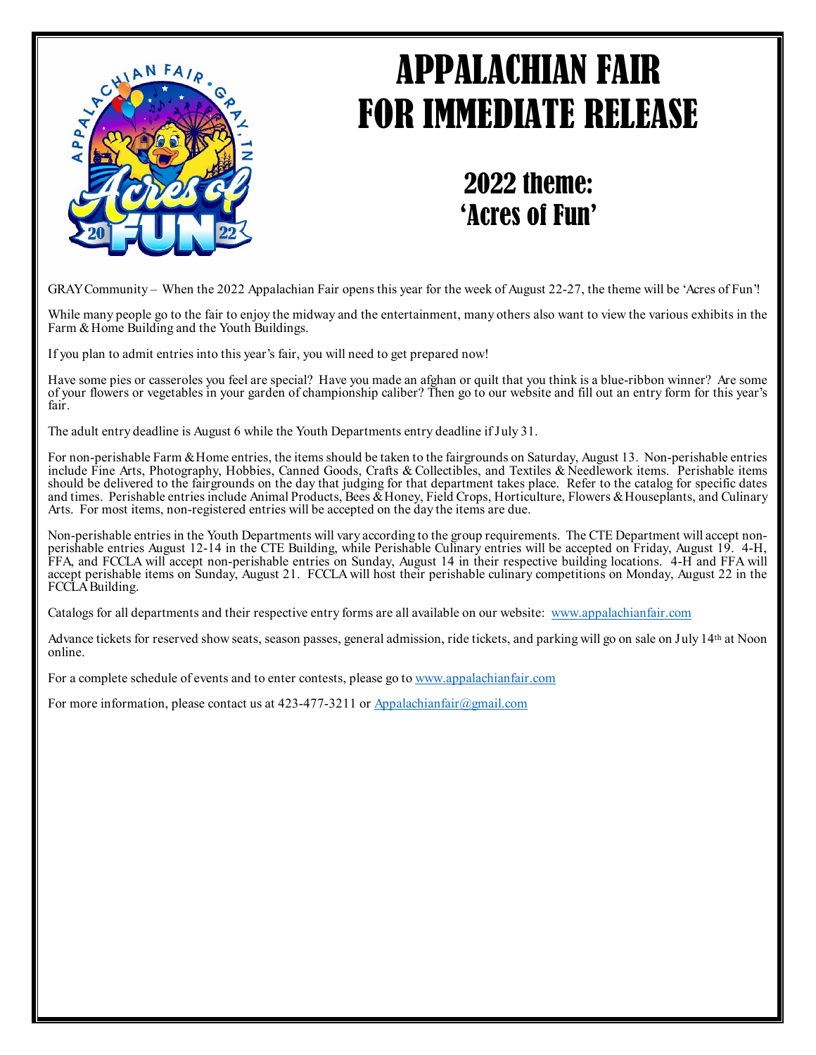# APPALACHIAN FAIR
# FOR IMMEDIATE RELEASE

## 2022 theme:
## 'Acres of Fun'

GRAY Community – When the 2022 Appalachian Fair opens this year for the week of August 22-27, the theme will be 'Acres of Fun'!

While many people go to the fair to enjoy the midway and the entertainment, many others also want to view the various exhibits in the Farm & Home Building and the Youth Buildings.

If you plan to admit entries into this year's fair, you will need to get prepared now!

Have some pies or casseroles you feel are special? Have you made an afghan or quilt that you think is a blue-ribbon winner? Are some of your flowers or vegetables in your garden of championship caliber? Then go to our website and fill out an entry form for this year's fair.

The adult entry deadline is August 6 while the Youth Departments entry deadline if July 31.

For non-perishable Farm & Home entries, the items should be taken to the fairgrounds on Saturday, August 13. Non-perishable entries include Fine Arts, Photography, Hobbies, Canned Goods, Crafts & Collectibles, and Textiles & Needlework items. Perishable items should be delivered to the fairgrounds on the day that judging for that department takes place. Refer to the catalog for specific dates and times. Perishable entries include Animal Products, Bees & Honey, Field Crops, Horticulture, Flowers & Houseplants, and Culinary Arts. For most items, non-registered entries will be accepted on the day the items are due.

Non-perishable entries in the Youth Departments will vary according to the group requirements. The CTE Department will accept non-perishable entries August 12-14 in the CTE Building, while Perishable Culinary entries will be accepted on Friday, August 19. 4-H, FFA, and FCCLA will accept non-perishable entries on Sunday, August 14 in their respective building locations. 4-H and FFA will accept perishable items on Sunday, August 21. FCCLA will host their perishable culinary competitions on Monday, August 22 in the FCCLA Building.

Catalogs for all departments and their respective entry forms are all available on our website: www.appalachianfair.com

Advance tickets for reserved show seats, season passes, general admission, ride tickets, and parking will go on sale on July 14th at Noon online.

For a complete schedule of events and to enter contests, please go to www.appalachianfair.com

For more information, please contact us at 423-477-3211 or Appalachianfair@gmail.com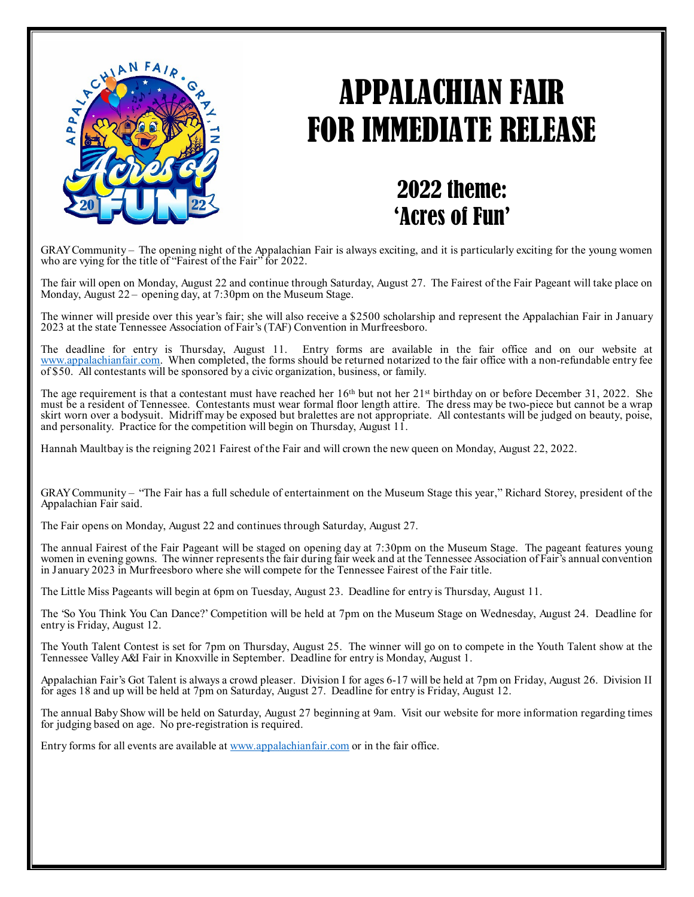# APPALACHIAN FAIR
# FOR IMMEDIATE RELEASE

## 2022 theme: 'Acres of Fun'

GRAY Community – The opening night of the Appalachian Fair is always exciting, and it is particularly exciting for the young women who are vying for the title of "Fairest of the Fair" for 2022.

The fair will open on Monday, August 22 and continue through Saturday, August 27. The Fairest of the Fair Pageant will take place on Monday, August 22 – opening day, at 7:30pm on the Museum Stage.

The winner will preside over this year's fair; she will also receive a $2500 scholarship and represent the Appalachian Fair in January 2023 at the state Tennessee Association of Fair's (TAF) Convention in Murfreesboro.

The deadline for entry is Thursday, August 11. Entry forms are available in the fair office and on our website at www.appalachianfair.com. When completed, the forms should be returned notarized to the fair office with a non-refundable entry fee of $50. All contestants will be sponsored by a civic organization, business, or family.

The age requirement is that a contestant must have reached her 16th but not her 21st birthday on or before December 31, 2022. She must be a resident of Tennessee. Contestants must wear formal floor length attire. The dress may be two-piece but cannot be a wrap skirt worn over a bodysuit. Midriff may be exposed but bralettes are not appropriate. All contestants will be judged on beauty, poise, and personality. Practice for the competition will begin on Thursday, August 11.

Hannah Maultbay is the reigning 2021 Fairest of the Fair and will crown the new queen on Monday, August 22, 2022.

GRAY Community – "The Fair has a full schedule of entertainment on the Museum Stage this year," Richard Storey, president of the Appalachian Fair said.

The Fair opens on Monday, August 22 and continues through Saturday, August 27.

The annual Fairest of the Fair Pageant will be staged on opening day at 7:30pm on the Museum Stage. The pageant features young women in evening gowns. The winner represents the fair during fair week and at the Tennessee Association of Fair's annual convention in January 2023 in Murfreesboro where she will compete for the Tennessee Fairest of the Fair title.

The Little Miss Pageants will begin at 6pm on Tuesday, August 23. Deadline for entry is Thursday, August 11.

The 'So You Think You Can Dance?' Competition will be held at 7pm on the Museum Stage on Wednesday, August 24. Deadline for entry is Friday, August 12.

The Youth Talent Contest is set for 7pm on Thursday, August 25. The winner will go on to compete in the Youth Talent show at the Tennessee Valley A&I Fair in Knoxville in September. Deadline for entry is Monday, August 1.

Appalachian Fair's Got Talent is always a crowd pleaser. Division I for ages 6-17 will be held at 7pm on Friday, August 26. Division II for ages 18 and up will be held at 7pm on Saturday, August 27. Deadline for entry is Friday, August 12.

The annual Baby Show will be held on Saturday, August 27 beginning at 9am. Visit our website for more information regarding times for judging based on age. No pre-registration is required.

Entry forms for all events are available at www.appalachianfair.com or in the fair office.